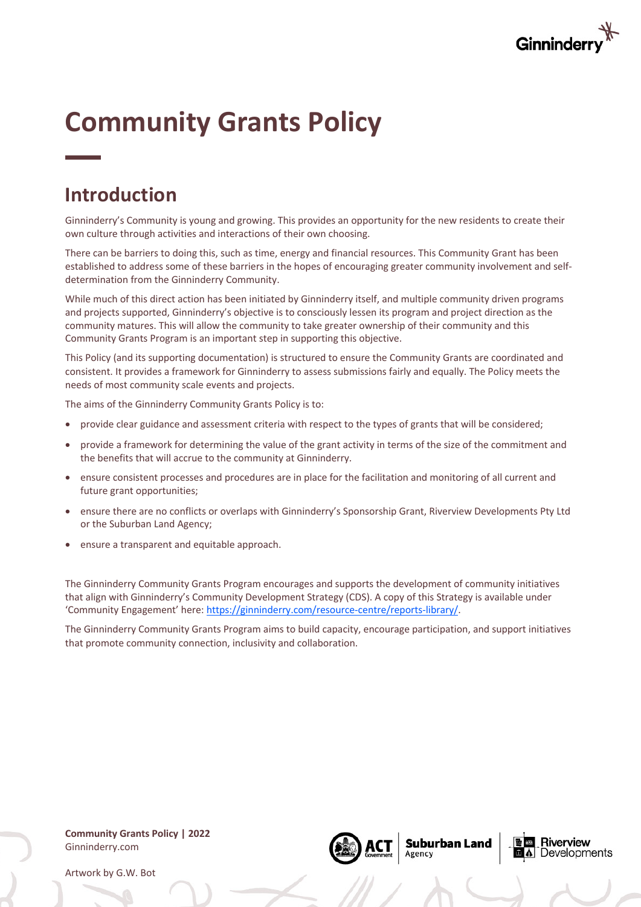# Community Grants Policy

## Introduction

Ginninderry's Community is young and growing. This provides an opportunity for the new residents to create their own culture through activities and interactions of their own choosing.

There can be barriers to doing this, such as time, energy and financial resources. This Community Grant has been established to address some of these barriers in the hopes of encouraging greater community involvement and self-determination from the Ginninderry Community.

While much of this direct action has been initiated by Ginninderry itself, and multiple community driven programs and projects supported, Ginninderry's objective is to consciously lessen its program and project direction as the community matures. This will allow the community to take greater ownership of their community and this Community Grants Program is an important step in supporting this objective.

This Policy (and its supporting documentation) is structured to ensure the Community Grants are coordinated and consistent. It provides a framework for Ginninderry to assess submissions fairly and equally. The Policy meets the needs of most community scale events and projects.

The aims of the Ginninderry Community Grants Policy is to:

- provide clear guidance and assessment criteria with respect to the types of grants that will be considered;
- provide a framework for determining the value of the grant activity in terms of the size of the commitment and the benefits that will accrue to the community at Ginninderry.
- ensure consistent processes and procedures are in place for the facilitation and monitoring of all current and future grant opportunities;
- ensure there are no conflicts or overlaps with Ginninderry's Sponsorship Grant, Riverview Developments Pty Ltd or the Suburban Land Agency;
- ensure a transparent and equitable approach.

The Ginninderry Community Grants Program encourages and supports the development of community initiatives that align with Ginninderry's Community Development Strategy (CDS). A copy of this Strategy is available under 'Community Engagement' here: https://ginninderry.com/resource-centre/reports-library/.

The Ginninderry Community Grants Program aims to build capacity, encourage participation, and support initiatives that promote community connection, inclusivity and collaboration.

Artwork by G.W. Bot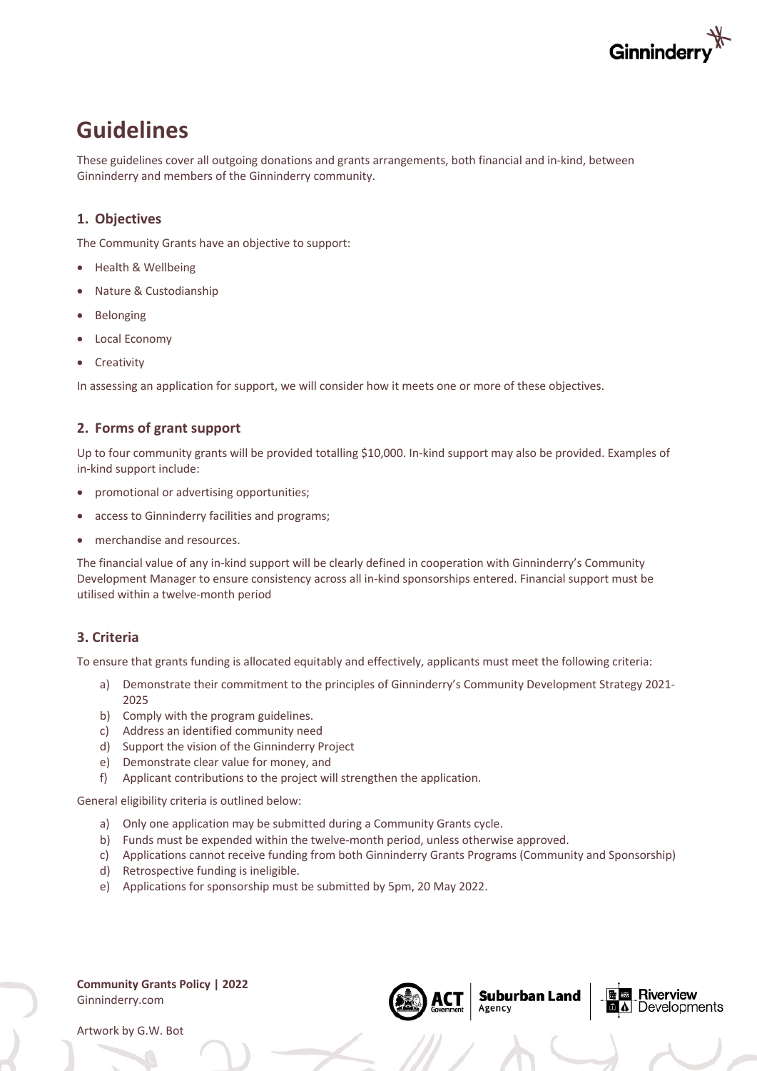# Guidelines

These guidelines cover all outgoing donations and grants arrangements, both financial and in-kind, between Ginninderry and members of the Ginninderry community.

## 1. Objectives

The Community Grants have an objective to support:

- Health & Wellbeing
- Nature & Custodianship
- Belonging
- Local Economy
- Creativity

In assessing an application for support, we will consider how it meets one or more of these objectives.

## 2. Forms of grant support

Up to four community grants will be provided totalling $10,000. In-kind support may also be provided. Examples of in-kind support include:

- promotional or advertising opportunities;
- access to Ginninderry facilities and programs;
- merchandise and resources.

The financial value of any in-kind support will be clearly defined in cooperation with Ginninderry's Community Development Manager to ensure consistency across all in-kind sponsorships entered. Financial support must be utilised within a twelve-month period

## 3. Criteria

To ensure that grants funding is allocated equitably and effectively, applicants must meet the following criteria:

a) Demonstrate their commitment to the principles of Ginninderry's Community Development Strategy 2021-2025
b) Comply with the program guidelines.
c) Address an identified community need
d) Support the vision of the Ginninderry Project
e) Demonstrate clear value for money, and
f) Applicant contributions to the project will strengthen the application.

General eligibility criteria is outlined below:

a) Only one application may be submitted during a Community Grants cycle.
b) Funds must be expended within the twelve-month period, unless otherwise approved.
c) Applications cannot receive funding from both Ginninderry Grants Programs (Community and Sponsorship)
d) Retrospective funding is ineligible.
e) Applications for sponsorship must be submitted by 5pm, 20 May 2022.

**Community Grants Policy | 2022**
Ginninderry.com

Artwork by G.W. Bot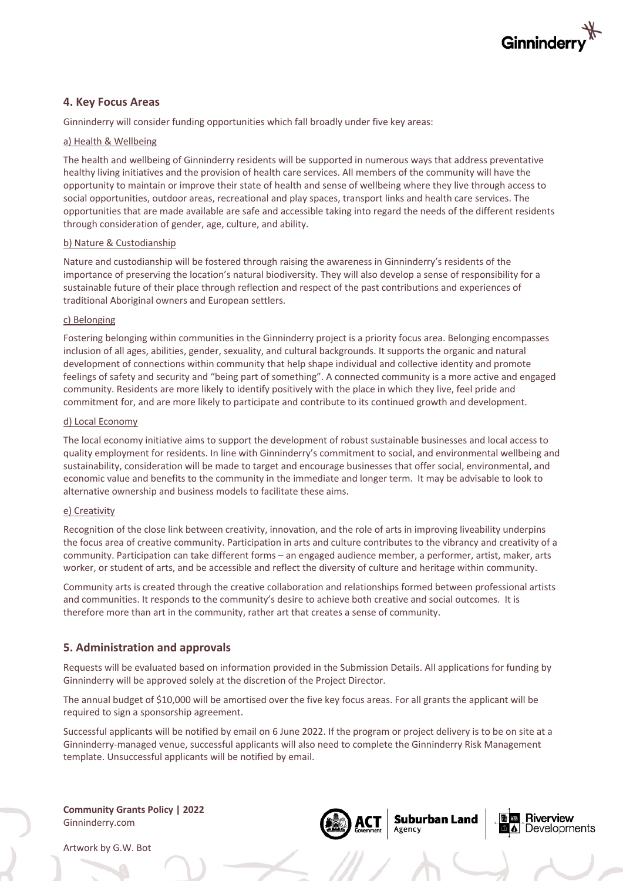## 4. Key Focus Areas

Ginninderry will consider funding opportunities which fall broadly under five key areas:

a) Health & Wellbeing

The health and wellbeing of Ginninderry residents will be supported in numerous ways that address preventative healthy living initiatives and the provision of health care services. All members of the community will have the opportunity to maintain or improve their state of health and sense of wellbeing where they live through access to social opportunities, outdoor areas, recreational and play spaces, transport links and health care services. The opportunities that are made available are safe and accessible taking into regard the needs of the different residents through consideration of gender, age, culture, and ability.

b) Nature & Custodianship

Nature and custodianship will be fostered through raising the awareness in Ginninderry's residents of the importance of preserving the location's natural biodiversity. They will also develop a sense of responsibility for a sustainable future of their place through reflection and respect of the past contributions and experiences of traditional Aboriginal owners and European settlers.

c) Belonging

Fostering belonging within communities in the Ginninderry project is a priority focus area. Belonging encompasses inclusion of all ages, abilities, gender, sexuality, and cultural backgrounds. It supports the organic and natural development of connections within community that help shape individual and collective identity and promote feelings of safety and security and "being part of something". A connected community is a more active and engaged community. Residents are more likely to identify positively with the place in which they live, feel pride and commitment for, and are more likely to participate and contribute to its continued growth and development.

d) Local Economy

The local economy initiative aims to support the development of robust sustainable businesses and local access to quality employment for residents. In line with Ginninderry's commitment to social, and environmental wellbeing and sustainability, consideration will be made to target and encourage businesses that offer social, environmental, and economic value and benefits to the community in the immediate and longer term. It may be advisable to look to alternative ownership and business models to facilitate these aims.

e) Creativity

Recognition of the close link between creativity, innovation, and the role of arts in improving liveability underpins the focus area of creative community. Participation in arts and culture contributes to the vibrancy and creativity of a community. Participation can take different forms – an engaged audience member, a performer, artist, maker, arts worker, or student of arts, and be accessible and reflect the diversity of culture and heritage within community.

Community arts is created through the creative collaboration and relationships formed between professional artists and communities. It responds to the community's desire to achieve both creative and social outcomes. It is therefore more than art in the community, rather art that creates a sense of community.

## 5. Administration and approvals

Requests will be evaluated based on information provided in the Submission Details. All applications for funding by Ginninderry will be approved solely at the discretion of the Project Director.

The annual budget of $10,000 will be amortised over the five key focus areas. For all grants the applicant will be required to sign a sponsorship agreement.

Successful applicants will be notified by email on 6 June 2022. If the program or project delivery is to be on site at a Ginninderry-managed venue, successful applicants will also need to complete the Ginninderry Risk Management template. Unsuccessful applicants will be notified by email.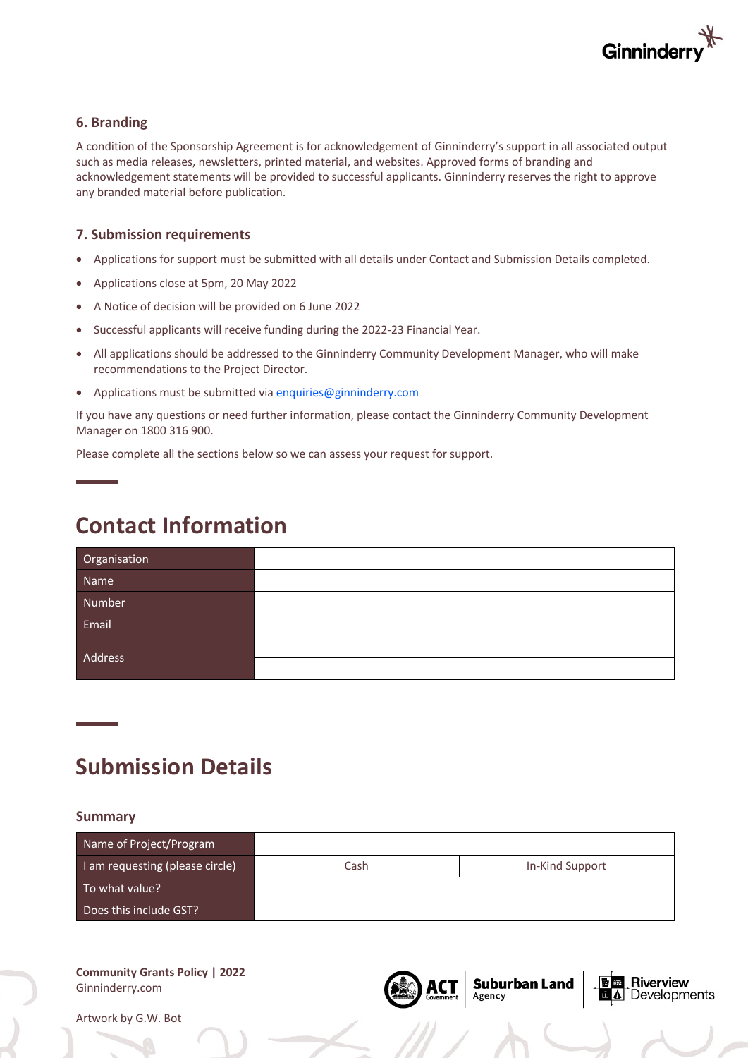### 6. Branding

A condition of the Sponsorship Agreement is for acknowledgement of Ginninderry's support in all associated output such as media releases, newsletters, printed material, and websites. Approved forms of branding and acknowledgement statements will be provided to successful applicants. Ginninderry reserves the right to approve any branded material before publication.

### 7. Submission requirements

- Applications for support must be submitted with all details under Contact and Submission Details completed.
- Applications close at 5pm, 20 May 2022
- A Notice of decision will be provided on 6 June 2022
- Successful applicants will receive funding during the 2022-23 Financial Year.
- All applications should be addressed to the Ginninderry Community Development Manager, who will make recommendations to the Project Director.
- Applications must be submitted via enquiries@ginninderry.com

If you have any questions or need further information, please contact the Ginninderry Community Development Manager on 1800 316 900.

Please complete all the sections below so we can assess your request for support.

## Contact Information

| | |
|---|---|
| Organisation | |
| Name | |
| Number | |
| Email | |
| Address | |
| | |

## Submission Details

### Summary

| | | |
|---|---|---|
| Name of Project/Program | | |
| I am requesting (please circle) | Cash | In-Kind Support |
| To what value? | | |
| Does this include GST? | | |

**Community Grants Policy | 2022**
Ginninderry.com

Artwork by G.W. Bot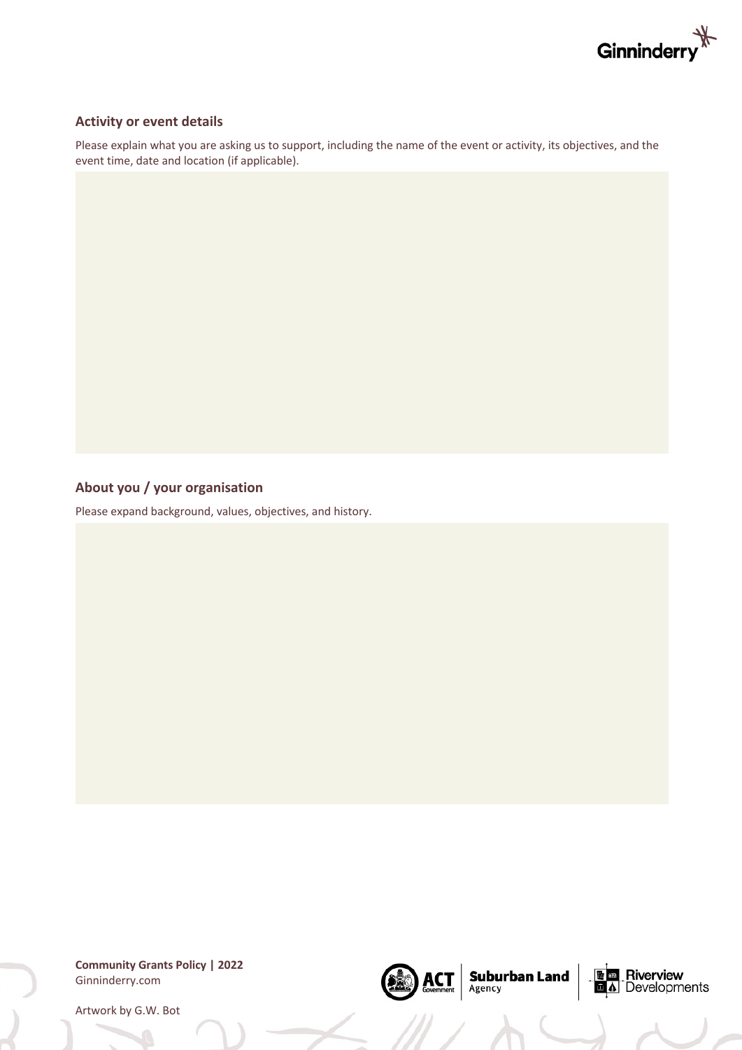### Activity or event details

Please explain what you are asking us to support, including the name of the event or activity, its objectives, and the event time, date and location (if applicable).

### About you / your organisation

Please expand background, values, objectives, and history.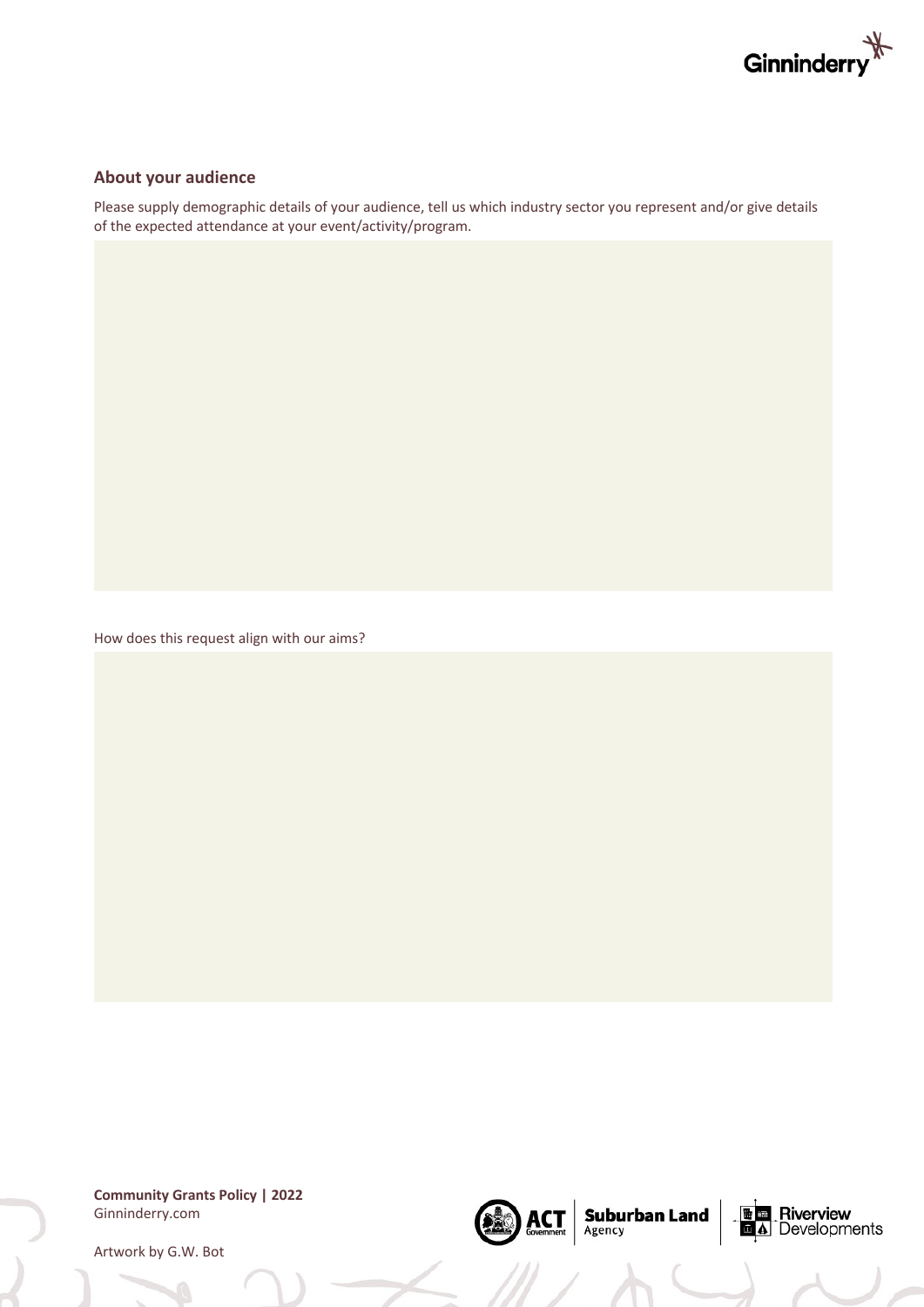## About your audience

Please supply demographic details of your audience, tell us which industry sector you represent and/or give details of the expected attendance at your event/activity/program.

How does this request align with our aims?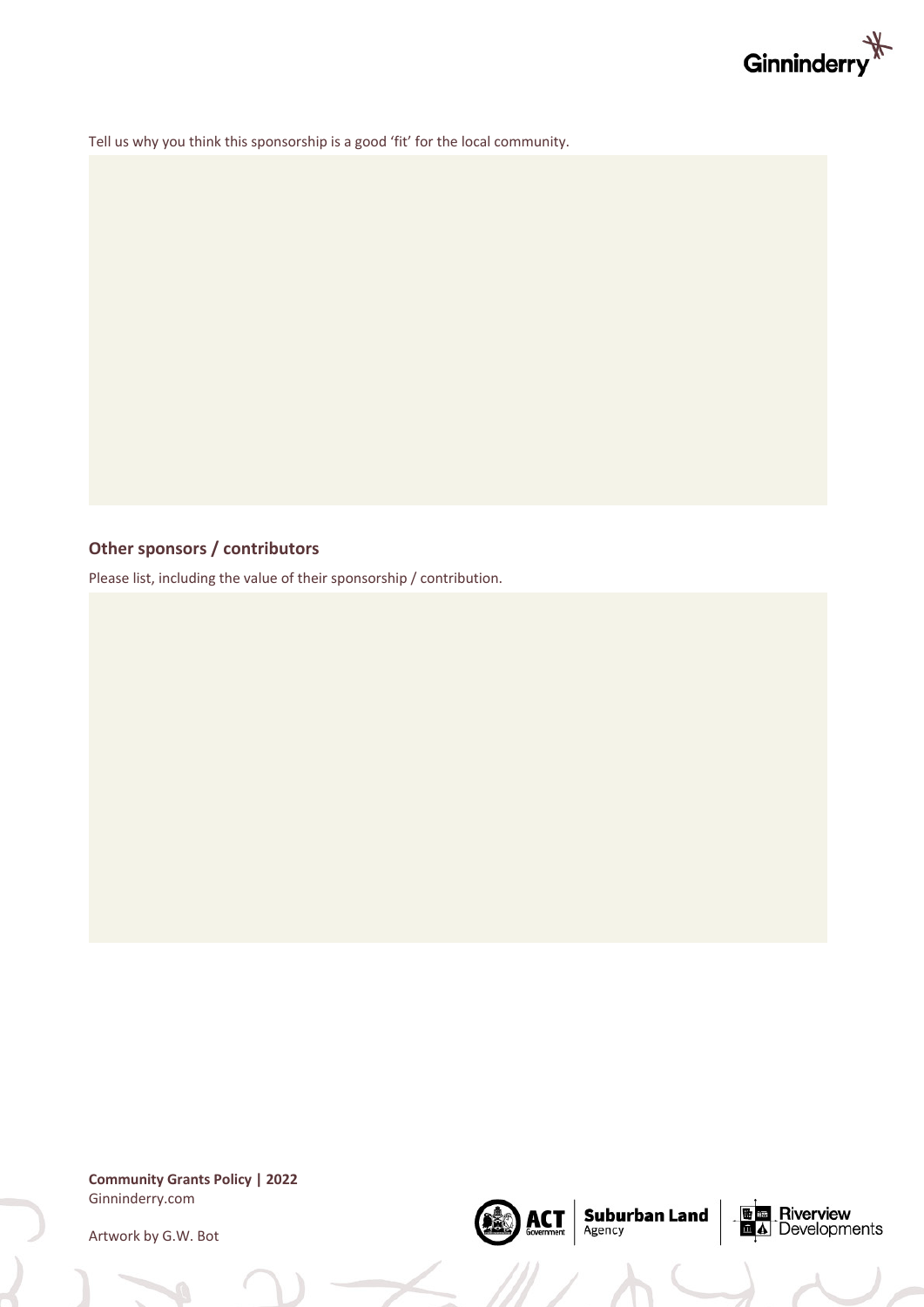Tell us why you think this sponsorship is a good 'fit' for the local community.

## Other sponsors / contributors

Please list, including the value of their sponsorship / contribution.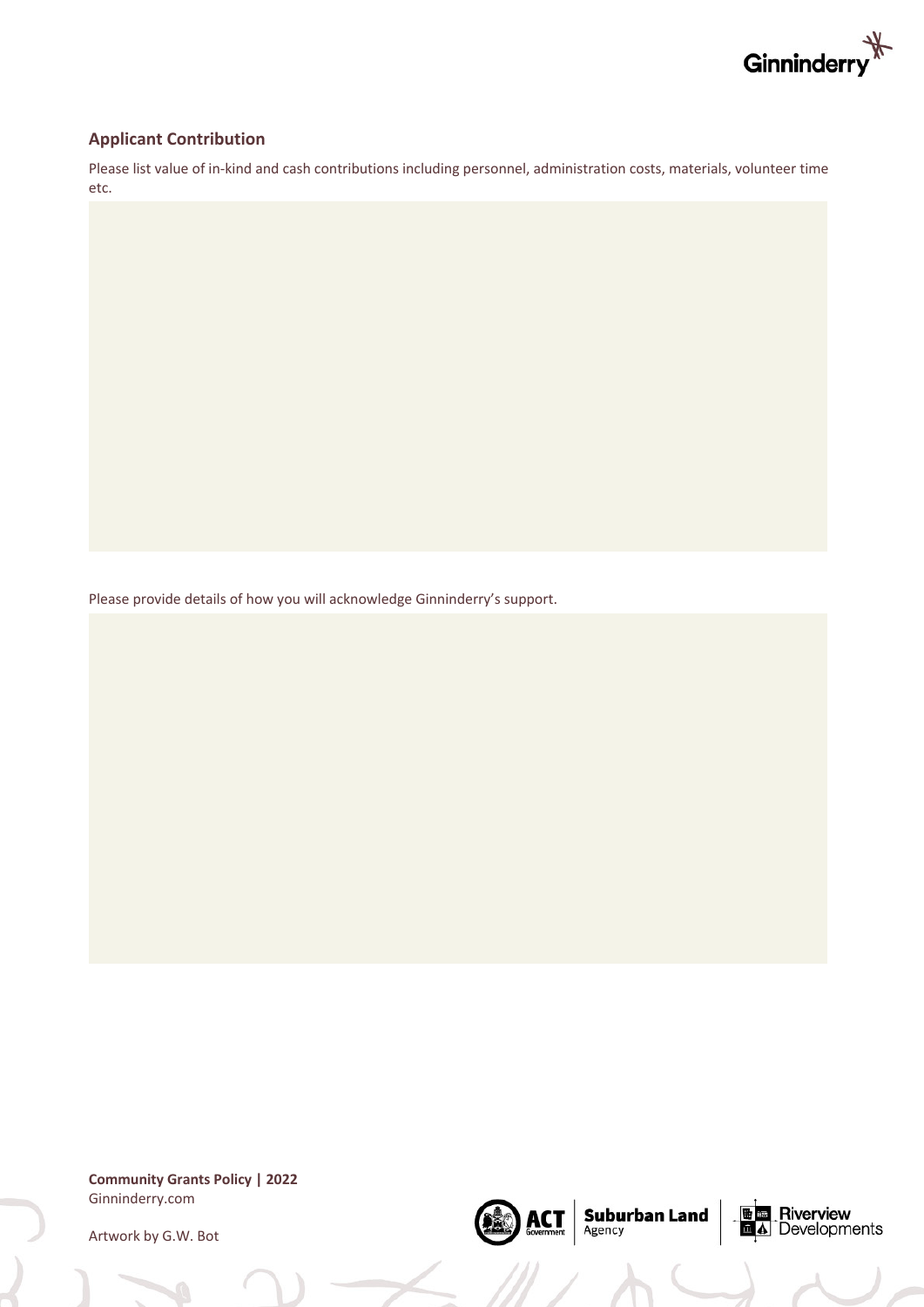## Applicant Contribution

Please list value of in-kind and cash contributions including personnel, administration costs, materials, volunteer time etc.

Please provide details of how you will acknowledge Ginninderry's support.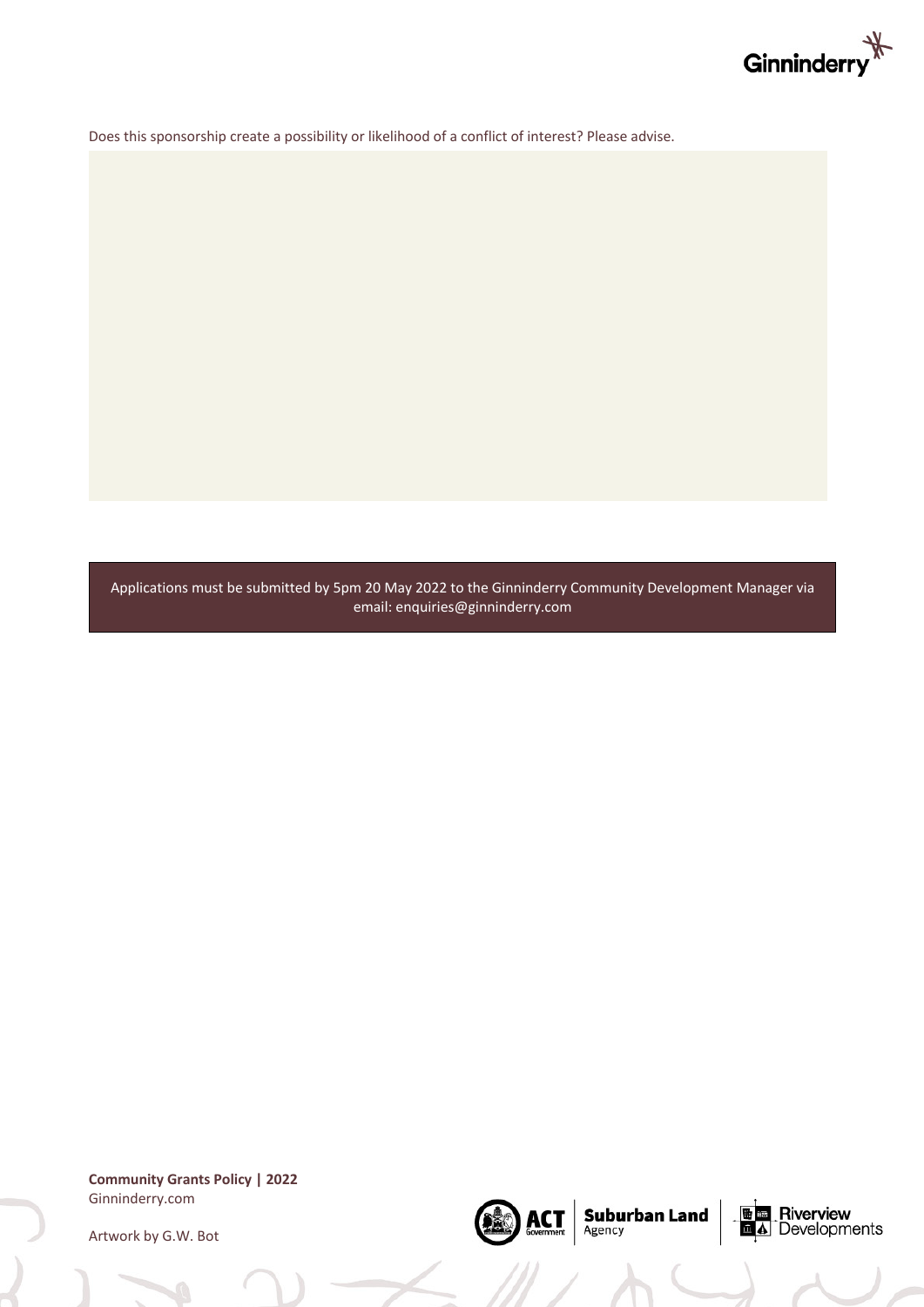Does this sponsorship create a possibility or likelihood of a conflict of interest? Please advise.

Applications must be submitted by 5pm 20 May 2022 to the Ginninderry Community Development Manager via email: enquiries@ginninderry.com